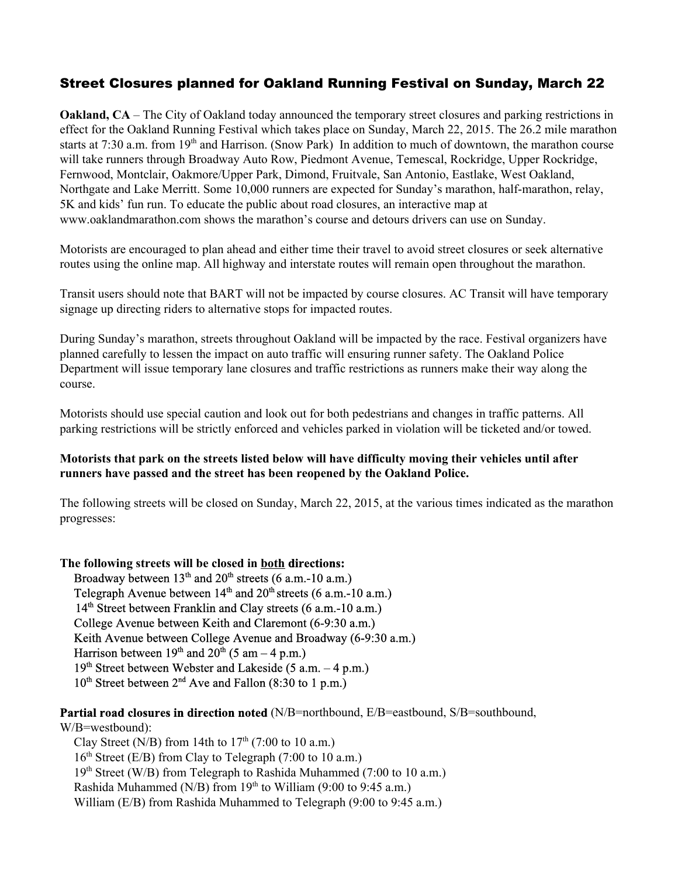## Street Closures planned for Oakland Running Festival on Sunday, March 22

**Oakland, CA** – The City of Oakland today announced the temporary street closures and parking restrictions in effect for the Oakland Running Festival which takes place on Sunday, March 22, 2015. The 26.2 mile marathon starts at 7:30 a.m. from 19th and Harrison. (Snow Park) In addition to much of downtown, the marathon course will take runners through Broadway Auto Row, Piedmont Avenue, Temescal, Rockridge, Upper Rockridge, Fernwood, Montclair, Oakmore/Upper Park, Dimond, Fruitvale, San Antonio, Eastlake, West Oakland, Northgate and Lake Merritt. Some 10,000 runners are expected for Sunday's marathon, half-marathon, relay, 5K and kids' fun run. To educate the public about road closures, an interactive map at www.oaklandmarathon.com shows the marathon's course and detours drivers can use on Sunday.

Motorists are encouraged to plan ahead and either time their travel to avoid street closures or seek alternative routes using the online map. All highway and interstate routes will remain open throughout the marathon.

Transit users should note that BART will not be impacted by course closures. AC Transit will have temporary signage up directing riders to alternative stops for impacted routes.

During Sunday's marathon, streets throughout Oakland will be impacted by the race. Festival organizers have planned carefully to lessen the impact on auto traffic will ensuring runner safety. The Oakland Police Department will issue temporary lane closures and traffic restrictions as runners make their way along the course.

Motorists should use special caution and look out for both pedestrians and changes in traffic patterns. All parking restrictions will be strictly enforced and vehicles parked in violation will be ticketed and/or towed.

**Motorists that park on the streets listed below will have difficulty moving their vehicles until after runners have passed and the street has been reopened by the Oakland Police.**

The following streets will be closed on Sunday, March 22, 2015, at the various times indicated as the marathon progresses:

**The following streets will be closed in both directions:**

- Broadway between 13th and 20th streets (6 a.m.-10 a.m.)
- Telegraph Avenue between 14th and 20th streets (6 a.m.-10 a.m.)
- 14th Street between Franklin and Clay streets (6 a.m.-10 a.m.)
- College Avenue between Keith and Claremont (6-9:30 a.m.)
- Keith Avenue between College Avenue and Broadway (6-9:30 a.m.)
- Harrison between 19th and 20th (5 am – 4 p.m.)
- 19th Street between Webster and Lakeside (5 a.m. – 4 p.m.)
- 10th Street between 2nd Ave and Fallon (8:30 to 1 p.m.)

**Partial road closures in direction noted** (N/B=northbound, E/B=eastbound, S/B=southbound, W/B=westbound):

- Clay Street (N/B) from 14th to 17th (7:00 to 10 a.m.)
- 16th Street (E/B) from Clay to Telegraph (7:00 to 10 a.m.)
- 19th Street (W/B) from Telegraph to Rashida Muhammed (7:00 to 10 a.m.)
- Rashida Muhammed (N/B) from 19th to William (9:00 to 9:45 a.m.)
- William (E/B) from Rashida Muhammed to Telegraph (9:00 to 9:45 a.m.)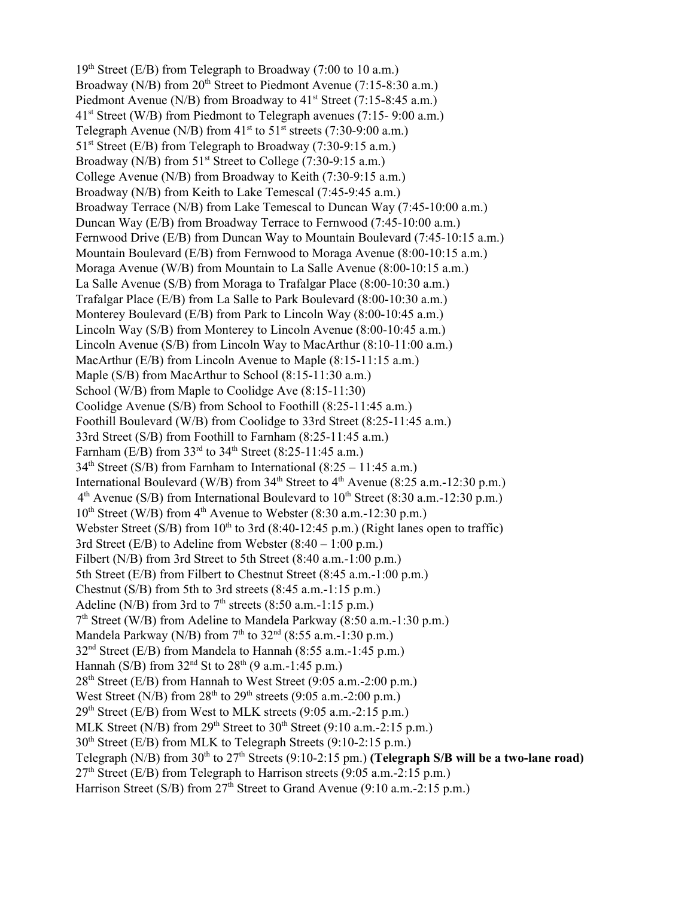19th Street (E/B) from Telegraph to Broadway (7:00 to 10 a.m.)
Broadway (N/B) from 20th Street to Piedmont Avenue (7:15-8:30 a.m.)
Piedmont Avenue (N/B) from Broadway to 41st Street (7:15-8:45 a.m.)
41st Street (W/B) from Piedmont to Telegraph avenues (7:15- 9:00 a.m.)
Telegraph Avenue (N/B) from 41st to 51st streets (7:30-9:00 a.m.)
51st Street (E/B) from Telegraph to Broadway (7:30-9:15 a.m.)
Broadway (N/B) from 51st Street to College (7:30-9:15 a.m.)
College Avenue (N/B) from Broadway to Keith (7:30-9:15 a.m.)
Broadway (N/B) from Keith to Lake Temescal (7:45-9:45 a.m.)
Broadway Terrace (N/B) from Lake Temescal to Duncan Way (7:45-10:00 a.m.)
Duncan Way (E/B) from Broadway Terrace to Fernwood (7:45-10:00 a.m.)
Fernwood Drive (E/B) from Duncan Way to Mountain Boulevard (7:45-10:15 a.m.)
Mountain Boulevard (E/B) from Fernwood to Moraga Avenue (8:00-10:15 a.m.)
Moraga Avenue (W/B) from Mountain to La Salle Avenue (8:00-10:15 a.m.)
La Salle Avenue (S/B) from Moraga to Trafalgar Place (8:00-10:30 a.m.)
Trafalgar Place (E/B) from La Salle to Park Boulevard (8:00-10:30 a.m.)
Monterey Boulevard (E/B) from Park to Lincoln Way (8:00-10:45 a.m.)
Lincoln Way (S/B) from Monterey to Lincoln Avenue (8:00-10:45 a.m.)
Lincoln Avenue (S/B) from Lincoln Way to MacArthur (8:10-11:00 a.m.)
MacArthur (E/B) from Lincoln Avenue to Maple (8:15-11:15 a.m.)
Maple (S/B) from MacArthur to School (8:15-11:30 a.m.)
School (W/B) from Maple to Coolidge Ave (8:15-11:30)
Coolidge Avenue (S/B) from School to Foothill (8:25-11:45 a.m.)
Foothill Boulevard (W/B) from Coolidge to 33rd Street (8:25-11:45 a.m.)
33rd Street (S/B) from Foothill to Farnham (8:25-11:45 a.m.)
Farnham (E/B) from 33rd to 34th Street (8:25-11:45 a.m.)
34th Street (S/B) from Farnham to International (8:25 – 11:45 a.m.)
International Boulevard (W/B) from 34th Street to 4th Avenue (8:25 a.m.-12:30 p.m.)
4th Avenue (S/B) from International Boulevard to 10th Street (8:30 a.m.-12:30 p.m.)
10th Street (W/B) from 4th Avenue to Webster (8:30 a.m.-12:30 p.m.)
Webster Street (S/B) from 10th to 3rd (8:40-12:45 p.m.) (Right lanes open to traffic)
3rd Street (E/B) to Adeline from Webster (8:40 – 1:00 p.m.)
Filbert (N/B) from 3rd Street to 5th Street (8:40 a.m.-1:00 p.m.)
5th Street (E/B) from Filbert to Chestnut Street (8:45 a.m.-1:00 p.m.)
Chestnut (S/B) from 5th to 3rd streets (8:45 a.m.-1:15 p.m.)
Adeline (N/B) from 3rd to 7th streets (8:50 a.m.-1:15 p.m.)
7th Street (W/B) from Adeline to Mandela Parkway (8:50 a.m.-1:30 p.m.)
Mandela Parkway (N/B) from 7th to 32nd (8:55 a.m.-1:30 p.m.)
32nd Street (E/B) from Mandela to Hannah (8:55 a.m.-1:45 p.m.)
Hannah (S/B) from 32nd St to 28th (9 a.m.-1:45 p.m.)
28th Street (E/B) from Hannah to West Street (9:05 a.m.-2:00 p.m.)
West Street (N/B) from 28th to 29th streets (9:05 a.m.-2:00 p.m.)
29th Street (E/B) from West to MLK streets (9:05 a.m.-2:15 p.m.)
MLK Street (N/B) from 29th Street to 30th Street (9:10 a.m.-2:15 p.m.)
30th Street (E/B) from MLK to Telegraph Streets (9:10-2:15 p.m.)
Telegraph (N/B) from 30th to 27th Streets (9:10-2:15 pm.) **(Telegraph S/B will be a two-lane road)**
27th Street (E/B) from Telegraph to Harrison streets (9:05 a.m.-2:15 p.m.)
Harrison Street (S/B) from 27th Street to Grand Avenue (9:10 a.m.-2:15 p.m.)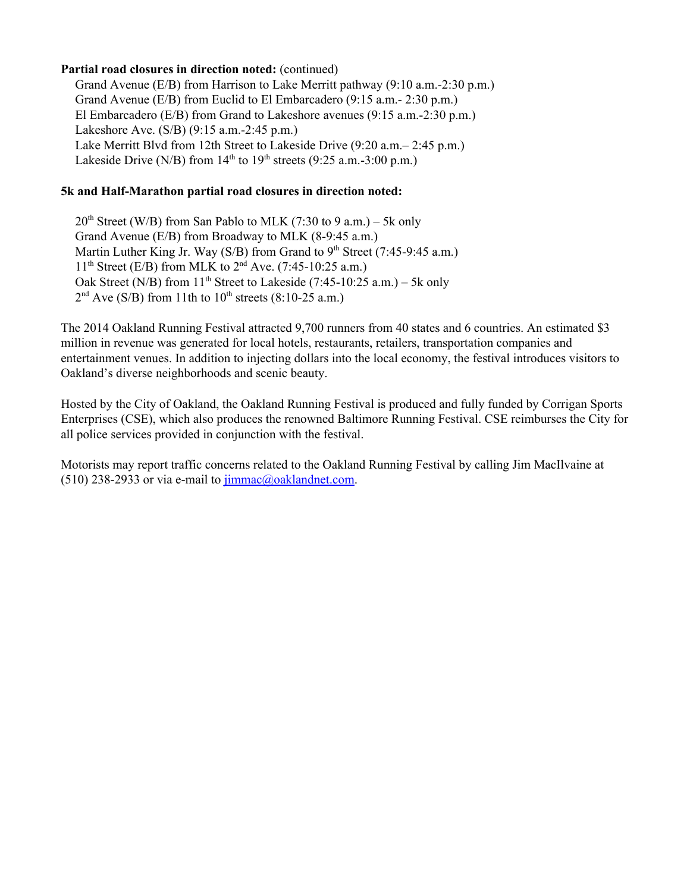**Partial road closures in direction noted:** (continued)

Grand Avenue (E/B) from Harrison to Lake Merritt pathway (9:10 a.m.-2:30 p.m.)
Grand Avenue (E/B) from Euclid to El Embarcadero (9:15 a.m.- 2:30 p.m.)
El Embarcadero (E/B) from Grand to Lakeshore avenues (9:15 a.m.-2:30 p.m.)
Lakeshore Ave. (S/B) (9:15 a.m.-2:45 p.m.)
Lake Merritt Blvd from 12th Street to Lakeside Drive (9:20 a.m.– 2:45 p.m.)
Lakeside Drive (N/B) from 14th to 19th streets (9:25 a.m.-3:00 p.m.)

**5k and Half-Marathon partial road closures in direction noted:**

20th Street (W/B) from San Pablo to MLK (7:30 to 9 a.m.) – 5k only
Grand Avenue (E/B) from Broadway to MLK (8-9:45 a.m.)
Martin Luther King Jr. Way (S/B) from Grand to 9th Street (7:45-9:45 a.m.)
11th Street (E/B) from MLK to 2nd Ave. (7:45-10:25 a.m.)
Oak Street (N/B) from 11th Street to Lakeside (7:45-10:25 a.m.) – 5k only
2nd Ave (S/B) from 11th to 10th streets (8:10-25 a.m.)

The 2014 Oakland Running Festival attracted 9,700 runners from 40 states and 6 countries. An estimated $3 million in revenue was generated for local hotels, restaurants, retailers, transportation companies and entertainment venues. In addition to injecting dollars into the local economy, the festival introduces visitors to Oakland's diverse neighborhoods and scenic beauty.

Hosted by the City of Oakland, the Oakland Running Festival is produced and fully funded by Corrigan Sports Enterprises (CSE), which also produces the renowned Baltimore Running Festival. CSE reimburses the City for all police services provided in conjunction with the festival.

Motorists may report traffic concerns related to the Oakland Running Festival by calling Jim MacIlvaine at (510) 238-2933 or via e-mail to jimmac@oaklandnet.com.